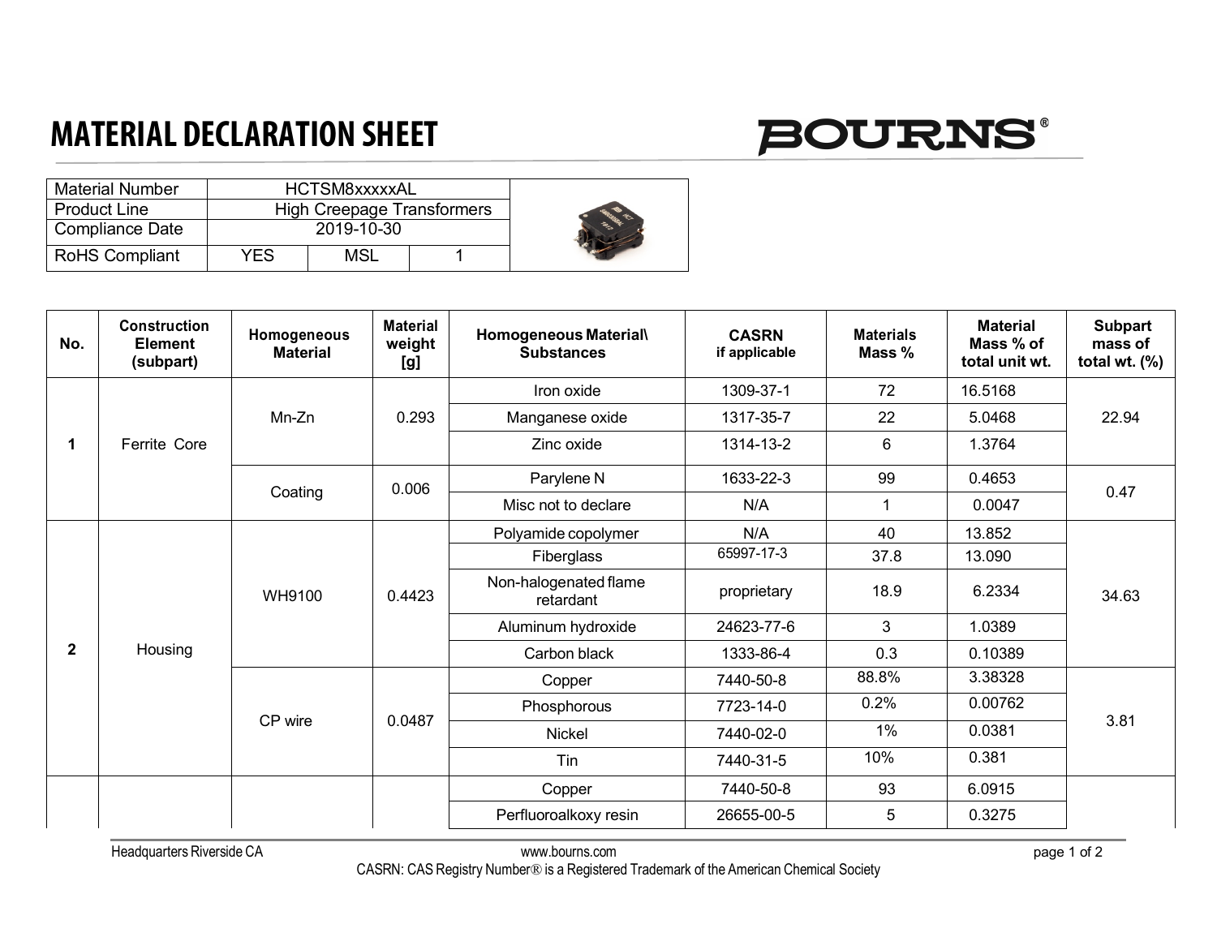# MATERIAL DECLARATION SHEET

**BOURNS®**

| Material Number | HCTSM8xxxxxAL | | |
|---|---|---|---|
| Product Line | High Creepage Transformers | | |
| Compliance Date | 2019-10-30 | | |
| RoHS Compliant | YES | MSL | 1 |

| No. | Construction Element (subpart) | Homogeneous Material | Material weight [g] | Homogeneous Material\ Substances | CASRN if applicable | Materials Mass % | Material Mass % of total unit wt. | Subpart mass of total wt. (%) |
|---|---|---|---|---|---|---|---|---|
| 1 | Ferrite Core | Mn-Zn | 0.293 | Iron oxide | 1309-37-1 | 72 | 16.5168 | 22.94 |
| | | | | Manganese oxide | 1317-35-7 | 22 | 5.0468 | |
| | | | | Zinc oxide | 1314-13-2 | 6 | 1.3764 | |
| | | Coating | 0.006 | Parylene N | 1633-22-3 | 99 | 0.4653 | 0.47 |
| | | | | Misc not to declare | N/A | 1 | 0.0047 | |
| 2 | Housing | WH9100 | 0.4423 | Polyamide copolymer | N/A | 40 | 13.852 | 34.63 |
| | | | | Fiberglass | 65997-17-3 | 37.8 | 13.090 | |
| | | | | Non-halogenated flame retardant | proprietary | 18.9 | 6.2334 | |
| | | | | Aluminum hydroxide | 24623-77-6 | 3 | 1.0389 | |
| | | | | Carbon black | 1333-86-4 | 0.3 | 0.10389 | |
| | | CP wire | 0.0487 | Copper | 7440-50-8 | 88.8% | 3.38328 | 3.81 |
| | | | | Phosphorous | 7723-14-0 | 0.2% | 0.00762 | |
| | | | | Nickel | 7440-02-0 | 1% | 0.0381 | |
| | | | | Tin | 7440-31-5 | 10% | 0.381 | |
| | | | | Copper | 7440-50-8 | 93 | 6.0915 | |
| | | | | Perfluoroalkoxy resin | 26655-00-5 | 5 | 0.3275 | |

Headquarters Riverside CA www.bourns.com

CASRN: CAS Registry Number® is a Registered Trademark of the American Chemical Society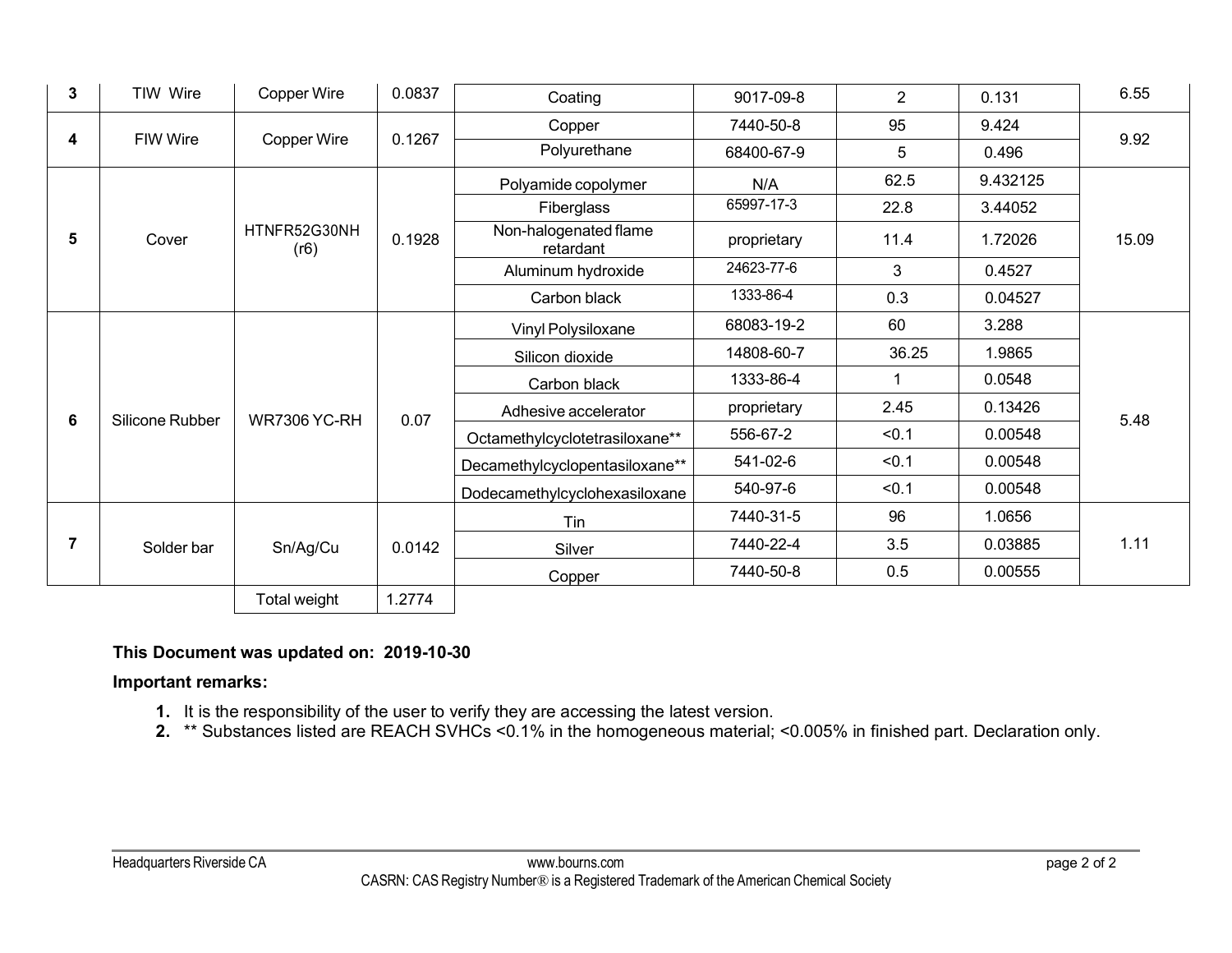| | | | | | | | | |
|---|---|---|---|---|---|---|---|---|
| **3** | TIW Wire | Copper Wire | 0.0837 | Coating | 9017-09-8 | 2 | 0.131 | 6.55 |
| **4** | FIW Wire | Copper Wire | 0.1267 | Copper | 7440-50-8 | 95 | 9.424 | 9.92 |
| | | | | Polyurethane | 68400-67-9 | 5 | 0.496 | |
| **5** | Cover | HTNFR52G30NH (r6) | 0.1928 | Polyamide copolymer | N/A | 62.5 | 9.432125 | 15.09 |
| | | | | Fiberglass | 65997-17-3 | 22.8 | 3.44052 | |
| | | | | Non-halogenated flame retardant | proprietary | 11.4 | 1.72026 | |
| | | | | Aluminum hydroxide | 24623-77-6 | 3 | 0.4527 | |
| | | | | Carbon black | 1333-86-4 | 0.3 | 0.04527 | |
| **6** | Silicone Rubber | WR7306 YC-RH | 0.07 | Vinyl Polysiloxane | 68083-19-2 | 60 | 3.288 | 5.48 |
| | | | | Silicon dioxide | 14808-60-7 | 36.25 | 1.9865 | |
| | | | | Carbon black | 1333-86-4 | 1 | 0.0548 | |
| | | | | Adhesive accelerator | proprietary | 2.45 | 0.13426 | |
| | | | | Octamethylcyclotetrasiloxane** | 556-67-2 | <0.1 | 0.00548 | |
| | | | | Decamethylcyclopentasiloxane** | 541-02-6 | <0.1 | 0.00548 | |
| | | | | Dodecamethylcyclohexasiloxane | 540-97-6 | <0.1 | 0.00548 | |
| **7** | Solder bar | Sn/Ag/Cu | 0.0142 | Tin | 7440-31-5 | 96 | 1.0656 | 1.11 |
| | | | | Silver | 7440-22-4 | 3.5 | 0.03885 | |
| | | | | Copper | 7440-50-8 | 0.5 | 0.00555 | |
| | | Total weight | 1.2774 | | | | | |

**This Document was updated on: 2019-10-30**

**Important remarks:**

1. It is the responsibility of the user to verify they are accessing the latest version.
2. ** Substances listed are REACH SVHCs <0.1% in the homogeneous material; <0.005% in finished part. Declaration only.

Headquarters Riverside CA www.bourns.com

CASRN: CAS Registry Number® is a Registered Trademark of the American Chemical Society